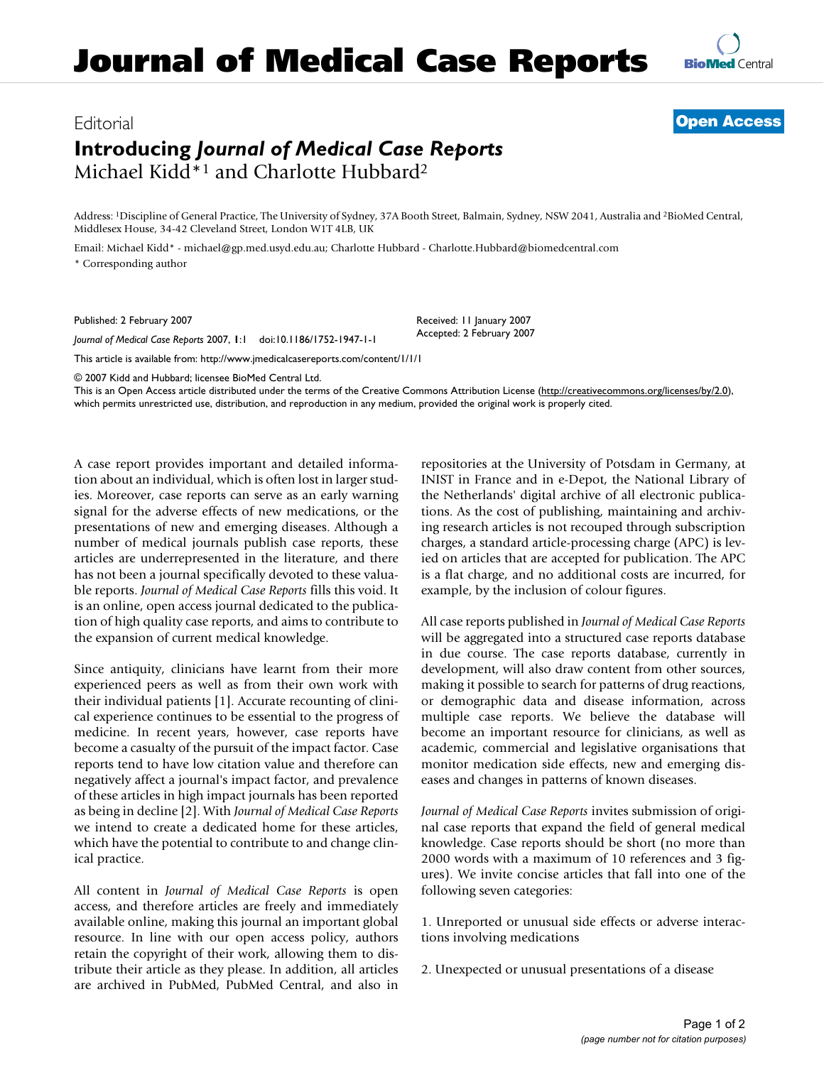# Journal of Medical Case Reports

Editorial

**Open Access**

## Introducing *Journal of Medical Case Reports*

Michael Kidd*[1] and Charlotte Hubbard[2]

Address: [1]Discipline of General Practice, The University of Sydney, 37A Booth Street, Balmain, Sydney, NSW 2041, Australia and [2]BioMed Central, Middlesex House, 34-42 Cleveland Street, London W1T 4LB, UK

Email: Michael Kidd* - michael@gp.med.usyd.edu.au; Charlotte Hubbard - Charlotte.Hubbard@biomedcentral.com

\* Corresponding author

Published: 2 February 2007

*Journal of Medical Case Reports* 2007, **1**:1 doi:10.1186/1752-1947-1-1

Received: 11 January 2007
Accepted: 2 February 2007

This article is available from: http://www.jmedicalcasereports.com/content/1/1/1

© 2007 Kidd and Hubbard; licensee BioMed Central Ltd.
This is an Open Access article distributed under the terms of the Creative Commons Attribution License (http://creativecommons.org/licenses/by/2.0), which permits unrestricted use, distribution, and reproduction in any medium, provided the original work is properly cited.

A case report provides important and detailed information about an individual, which is often lost in larger studies. Moreover, case reports can serve as an early warning signal for the adverse effects of new medications, or the presentations of new and emerging diseases. Although a number of medical journals publish case reports, these articles are underrepresented in the literature, and there has not been a journal specifically devoted to these valuable reports. *Journal of Medical Case Reports* fills this void. It is an online, open access journal dedicated to the publication of high quality case reports, and aims to contribute to the expansion of current medical knowledge.

Since antiquity, clinicians have learnt from their more experienced peers as well as from their own work with their individual patients [1]. Accurate recounting of clinical experience continues to be essential to the progress of medicine. In recent years, however, case reports have become a casualty of the pursuit of the impact factor. Case reports tend to have low citation value and therefore can negatively affect a journal's impact factor, and prevalence of these articles in high impact journals has been reported as being in decline [2]. With *Journal of Medical Case Reports* we intend to create a dedicated home for these articles, which have the potential to contribute to and change clinical practice.

All content in *Journal of Medical Case Reports* is open access, and therefore articles are freely and immediately available online, making this journal an important global resource. In line with our open access policy, authors retain the copyright of their work, allowing them to distribute their article as they please. In addition, all articles are archived in PubMed, PubMed Central, and also in repositories at the University of Potsdam in Germany, at INIST in France and in e-Depot, the National Library of the Netherlands' digital archive of all electronic publications. As the cost of publishing, maintaining and archiving research articles is not recouped through subscription charges, a standard article-processing charge (APC) is levied on articles that are accepted for publication. The APC is a flat charge, and no additional costs are incurred, for example, by the inclusion of colour figures.

All case reports published in *Journal of Medical Case Reports* will be aggregated into a structured case reports database in due course. The case reports database, currently in development, will also draw content from other sources, making it possible to search for patterns of drug reactions, or demographic data and disease information, across multiple case reports. We believe the database will become an important resource for clinicians, as well as academic, commercial and legislative organisations that monitor medication side effects, new and emerging diseases and changes in patterns of known diseases.

*Journal of Medical Case Reports* invites submission of original case reports that expand the field of general medical knowledge. Case reports should be short (no more than 2000 words with a maximum of 10 references and 3 figures). We invite concise articles that fall into one of the following seven categories:

1. Unreported or unusual side effects or adverse interactions involving medications

2. Unexpected or unusual presentations of a disease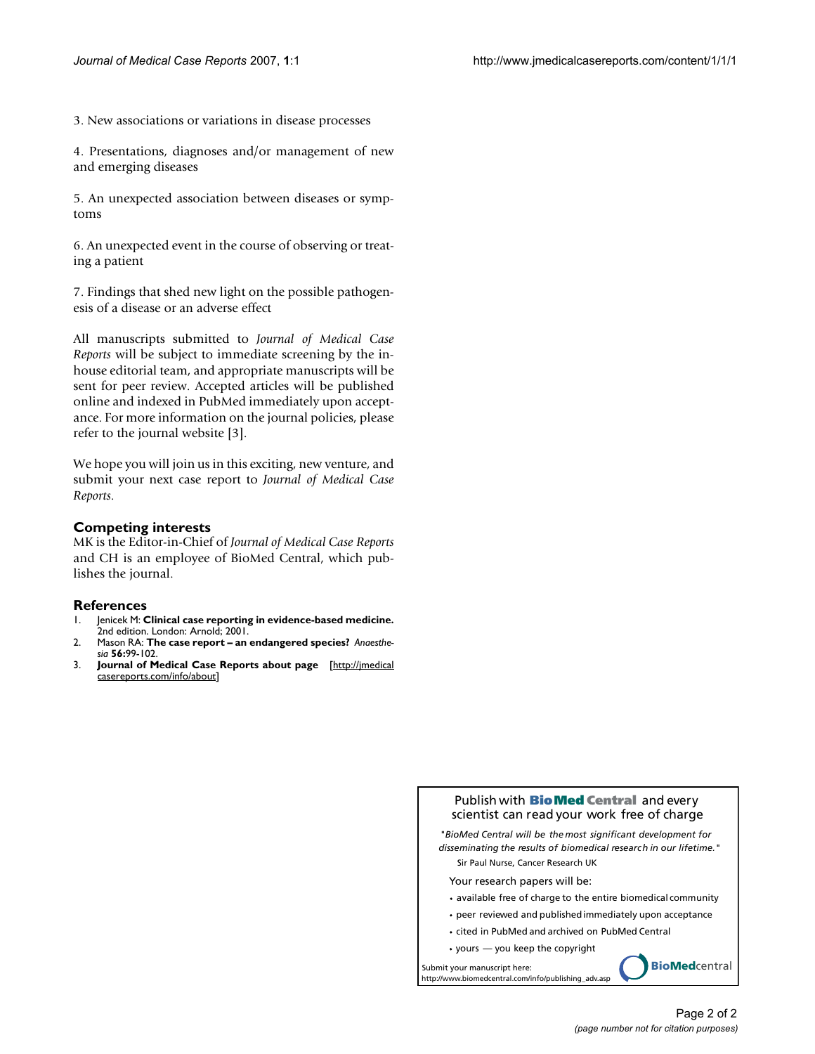3. New associations or variations in disease processes

4. Presentations, diagnoses and/or management of new and emerging diseases

5. An unexpected association between diseases or symptoms

6. An unexpected event in the course of observing or treating a patient

7. Findings that shed new light on the possible pathogenesis of a disease or an adverse effect

All manuscripts submitted to *Journal of Medical Case Reports* will be subject to immediate screening by the in-house editorial team, and appropriate manuscripts will be sent for peer review. Accepted articles will be published online and indexed in PubMed immediately upon acceptance. For more information on the journal policies, please refer to the journal website [3].

We hope you will join us in this exciting, new venture, and submit your next case report to *Journal of Medical Case Reports*.

## Competing interests

MK is the Editor-in-Chief of *Journal of Medical Case Reports* and CH is an employee of BioMed Central, which publishes the journal.

## References

1. Jenicek M: **Clinical case reporting in evidence-based medicine.** 2nd edition. London: Arnold; 2001.
2. Mason RA: **The case report – an endangered species?** *Anaesthesia* **56:**99-102.
3. **Journal of Medical Case Reports about page** [http://jmedicalcasereports.com/info/about]

Publish with **BioMed Central** and every scientist can read your work free of charge

*"BioMed Central will be the most significant development for disseminating the results of biomedical research in our lifetime."*

Sir Paul Nurse, Cancer Research UK

Your research papers will be:

- available free of charge to the entire biomedical community
- peer reviewed and published immediately upon acceptance
- cited in PubMed and archived on PubMed Central
- yours — you keep the copyright

Submit your manuscript here:
http://www.biomedcentral.com/info/publishing_adv.asp

**BioMed**central